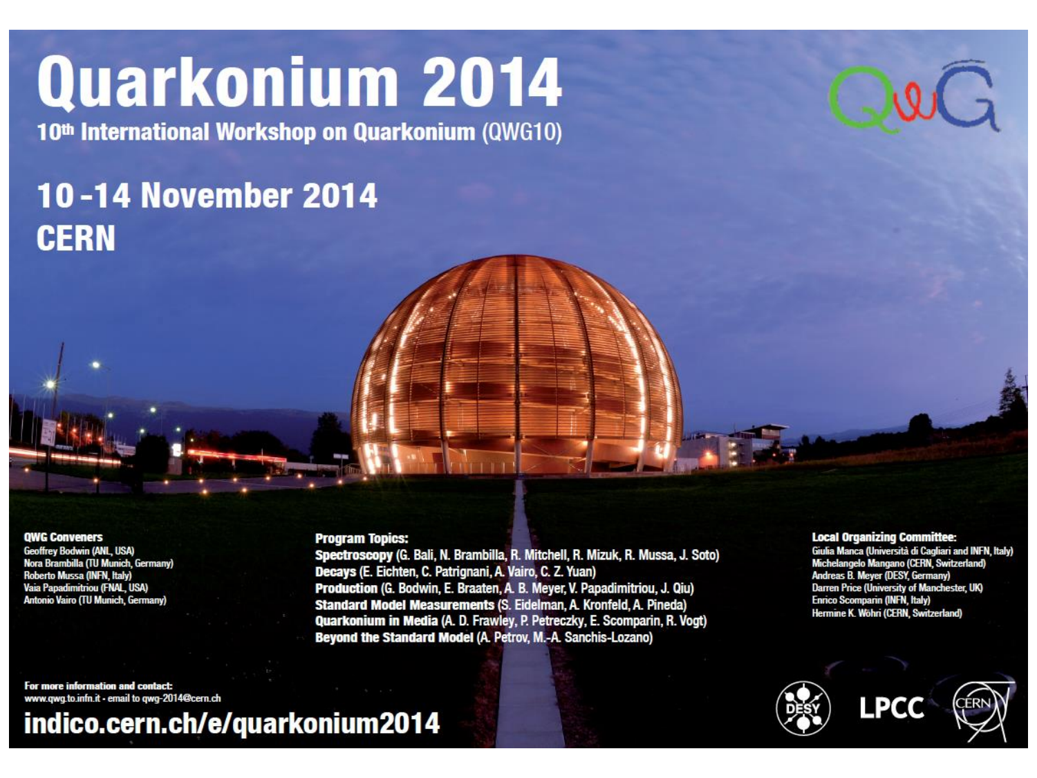# Quarkonium 2014

## 10th International Workshop on Quarkonium (QWG10)

## 10 -14 November 2014
## CERN

QWG

**QWG Conveners**

Geoffrey Bodwin (ANL, USA)
Nora Brambilla (TU Munich, Germany)
Roberto Mussa (INFN, Italy)
Vaia Papadimitriou (FNAL, USA)
Antonio Vairo (TU Munich, Germany)

**Program Topics:**

**Spectroscopy** (G. Bali, N. Brambilla, R. Mitchell, R. Mizuk, R. Mussa, J. Soto)
**Decays** (E. Eichten, C. Patrignani, A. Vairo, C. Z. Yuan)
**Production** (G. Bodwin, E. Braaten, A. B. Meyer, V. Papadimitriou, J. Qiu)
**Standard Model Measurements** (S. Eidelman, A. Kronfeld, A. Pineda)
**Quarkonium in Media** (A. D. Frawley, P. Petreczky, E. Scomparin, R. Vogt)
**Beyond the Standard Model** (A. Petrov, M.-A. Sanchis-Lozano)

**Local Organizing Committee:**

Giulia Manca (Università di Cagliari and INFN, Italy)
Michelangelo Mangano (CERN, Switzerland)
Andreas B. Meyer (DESY, Germany)
Darren Price (University of Manchester, UK)
Enrico Scomparin (INFN, Italy)
Hermine K. Wöhri (CERN, Switzerland)

**For more information and contact:**
www.qwg.to.infn.it - email to qwg-2014@cern.ch

**indico.cern.ch/e/quarkonium2014**

DESY LPCC CERN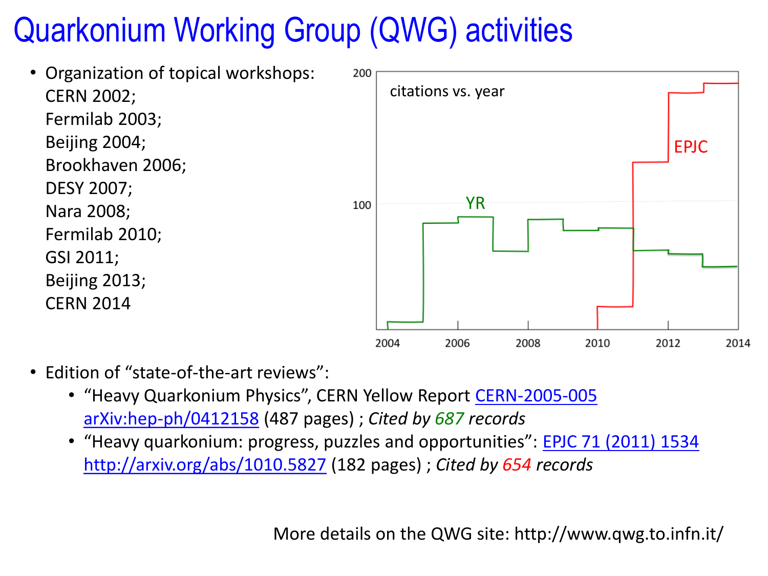# Quarkonium Working Group (QWG) activities

- Organization of topical workshops:
  CERN 2002;
  Fermilab 2003;
  Beijing 2004;
  Brookhaven 2006;
  DESY 2007;
  Nara 2008;
  Fermilab 2010;
  GSI 2011;
  Beijing 2013;
  CERN 2014

- Edition of "state-of-the-art reviews":
  - "Heavy Quarkonium Physics", CERN Yellow Report CERN-2005-005 arXiv:hep-ph/0412158 (487 pages) ; *Cited by 687 records*
  - "Heavy quarkonium: progress, puzzles and opportunities": EPJC 71 (2011) 1534 http://arxiv.org/abs/1010.5827 (182 pages) ; *Cited by 654 records*

More details on the QWG site: http://www.qwg.to.infn.it/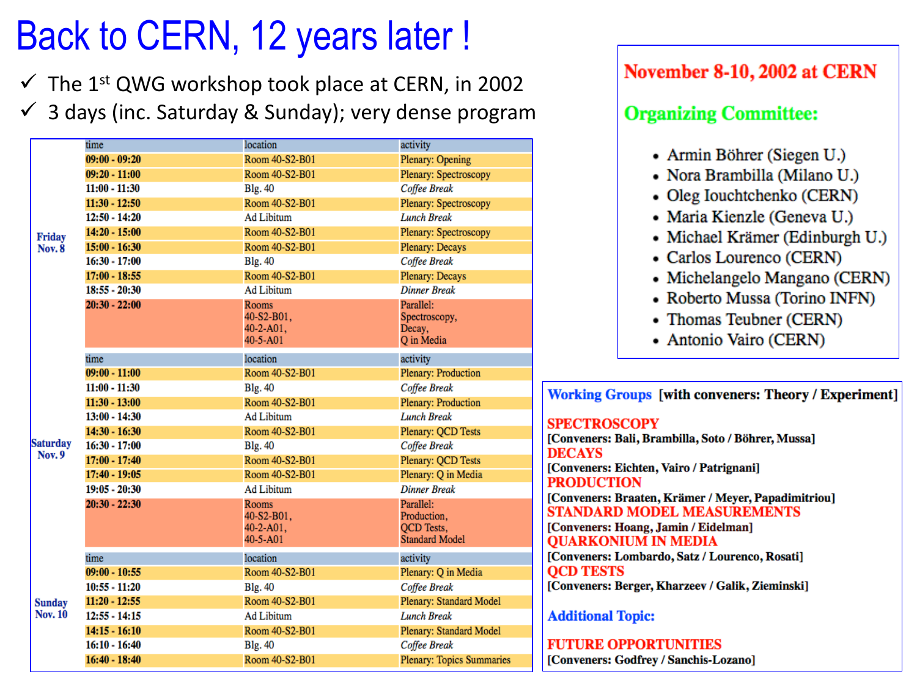# Back to CERN, 12 years later !

- ✓ The 1st QWG workshop took place at CERN, in 2002
- ✓ 3 days (inc. Saturday & Sunday); very dense program

| | time | location | activity |
|---|---|---|---|
| **Friday Nov. 8** | 09:00 - 09:20 | Room 40-S2-B01 | Plenary: Opening |
| | 09:20 - 11:00 | Room 40-S2-B01 | Plenary: Spectroscopy |
| | 11:00 - 11:30 | Blg. 40 | *Coffee Break* |
| | 11:30 - 12:50 | Room 40-S2-B01 | Plenary: Spectroscopy |
| | 12:50 - 14:20 | Ad Libitum | *Lunch Break* |
| | 14:20 - 15:00 | Room 40-S2-B01 | Plenary: Spectroscopy |
| | 15:00 - 16:30 | Room 40-S2-B01 | Plenary: Decays |
| | 16:30 - 17:00 | Blg. 40 | *Coffee Break* |
| | 17:00 - 18:55 | Room 40-S2-B01 | Plenary: Decays |
| | 18:55 - 20:30 | Ad Libitum | *Dinner Break* |
| | 20:30 - 22:00 | Rooms 40-S2-B01, 40-2-A01, 40-5-A01 | Parallel: Spectroscopy, Decay, Q in Media |
| **Saturday Nov. 9** | 09:00 - 11:00 | Room 40-S2-B01 | Plenary: Production |
| | 11:00 - 11:30 | Blg. 40 | *Coffee Break* |
| | 11:30 - 13:00 | Room 40-S2-B01 | Plenary: Production |
| | 13:00 - 14:30 | Ad Libitum | *Lunch Break* |
| | 14:30 - 16:30 | Room 40-S2-B01 | Plenary: QCD Tests |
| | 16:30 - 17:00 | Blg. 40 | *Coffee Break* |
| | 17:00 - 17:40 | Room 40-S2-B01 | Plenary: QCD Tests |
| | 17:40 - 19:05 | Room 40-S2-B01 | Plenary: Q in Media |
| | 19:05 - 20:30 | Ad Libitum | *Dinner Break* |
| | 20:30 - 22:30 | Rooms 40-S2-B01, 40-2-A01, 40-5-A01 | Parallel: Production, QCD Tests, Standard Model |
| **Sunday Nov. 10** | 09:00 - 10:55 | Room 40-S2-B01 | Plenary: Q in Media |
| | 10:55 - 11:20 | Blg. 40 | *Coffee Break* |
| | 11:20 - 12:55 | Room 40-S2-B01 | Plenary: Standard Model |
| | 12:55 - 14:15 | Ad Libitum | *Lunch Break* |
| | 14:15 - 16:10 | Room 40-S2-B01 | Plenary: Standard Model |
| | 16:10 - 16:40 | Blg. 40 | *Coffee Break* |
| | 16:40 - 18:40 | Room 40-S2-B01 | Plenary: Topics Summaries |

**November 8-10, 2002 at CERN**

**Organizing Committee:**

- Armin Böhrer (Siegen U.)
- Nora Brambilla (Milano U.)
- Oleg Iouchtchenko (CERN)
- Maria Kienzle (Geneva U.)
- Michael Krämer (Edinburgh U.)
- Carlos Lourenco (CERN)
- Michelangelo Mangano (CERN)
- Roberto Mussa (Torino INFN)
- Thomas Teubner (CERN)
- Antonio Vairo (CERN)

**Working Groups [with conveners: Theory / Experiment]**

**SPECTROSCOPY**
[Conveners: Bali, Brambilla, Soto / Böhrer, Mussa]
**DECAYS**
[Conveners: Eichten, Vairo / Patrignani]
**PRODUCTION**
[Conveners: Braaten, Krämer / Meyer, Papadimitriou]
**STANDARD MODEL MEASUREMENTS**
[Conveners: Hoang, Jamin / Eidelman]
**QUARKONIUM IN MEDIA**
[Conveners: Lombardo, Satz / Lourenco, Rosati]
**QCD TESTS**
[Conveners: Berger, Kharzeev / Galik, Zieminski]

**Additional Topic:**

**FUTURE OPPORTUNITIES**
[Conveners: Godfrey / Sanchis-Lozano]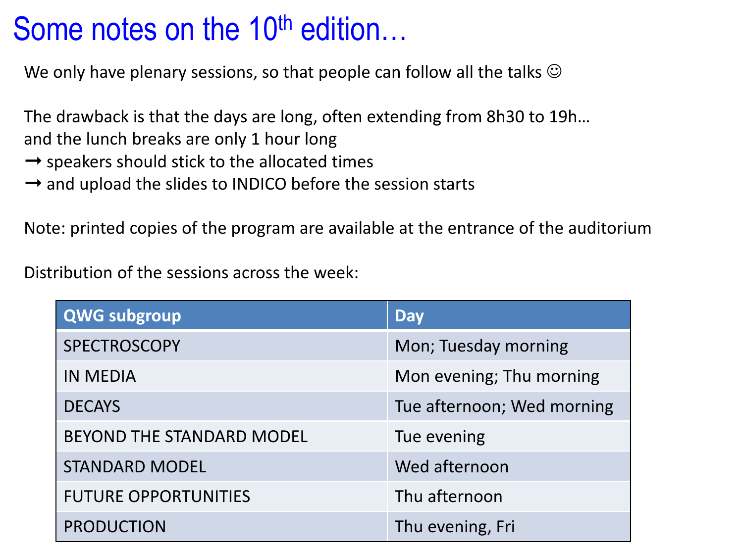# Some notes on the 10$^{th}$ edition…

We only have plenary sessions, so that people can follow all the talks ☺

The drawback is that the days are long, often extending from 8h30 to 19h…
and the lunch breaks are only 1 hour long
➞ speakers should stick to the allocated times
➞ and upload the slides to INDICO before the session starts

Note: printed copies of the program are available at the entrance of the auditorium

Distribution of the sessions across the week:

| QWG subgroup | Day |
|---|---|
| SPECTROSCOPY | Mon; Tuesday morning |
| IN MEDIA | Mon evening; Thu morning |
| DECAYS | Tue afternoon; Wed morning |
| BEYOND THE STANDARD MODEL | Tue evening |
| STANDARD MODEL | Wed afternoon |
| FUTURE OPPORTUNITIES | Thu afternoon |
| PRODUCTION | Thu evening, Fri |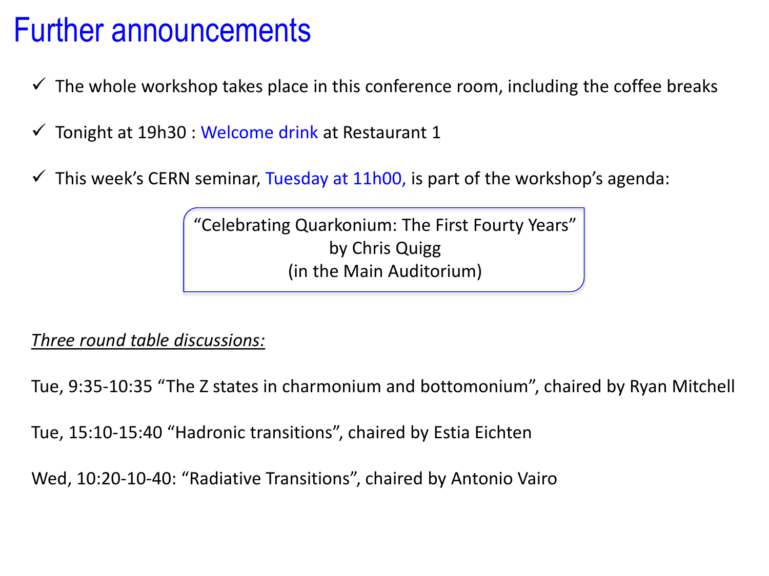# Further announcements

- ✓ The whole workshop takes place in this conference room, including the coffee breaks
- ✓ Tonight at 19h30 : Welcome drink at Restaurant 1
- ✓ This week's CERN seminar, Tuesday at 11h00, is part of the workshop's agenda:

> "Celebrating Quarkonium: The First Fourty Years"
> by Chris Quigg
> (in the Main Auditorium)

*Three round table discussions:*

Tue, 9:35-10:35 "The Z states in charmonium and bottomonium", chaired by Ryan Mitchell

Tue, 15:10-15:40 "Hadronic transitions", chaired by Estia Eichten

Wed, 10:20-10-40: "Radiative Transitions", chaired by Antonio Vairo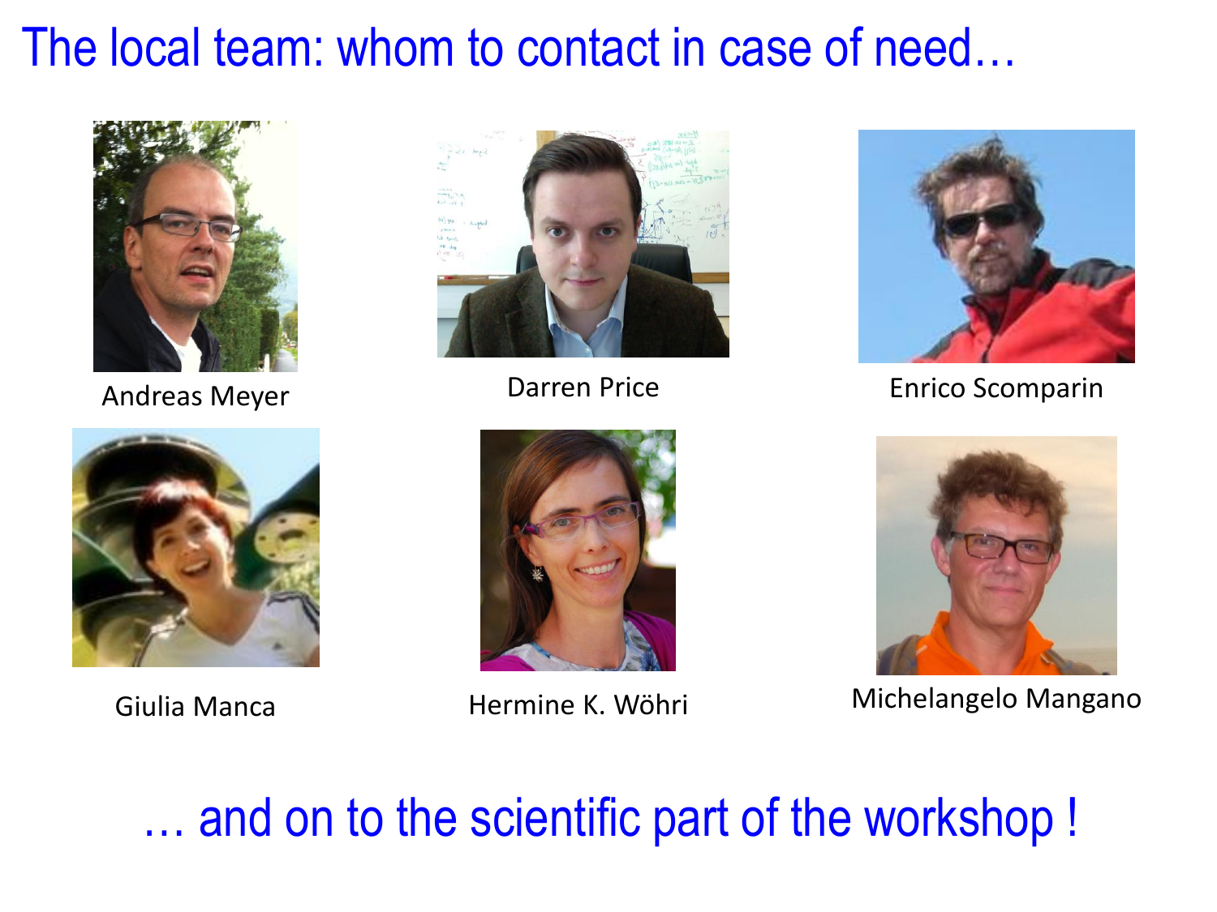# The local team: whom to contact in case of need…

Andreas Meyer

Darren Price

Enrico Scomparin

Giulia Manca

Hermine K. Wöhri

Michelangelo Mangano

… and on to the scientific part of the workshop !